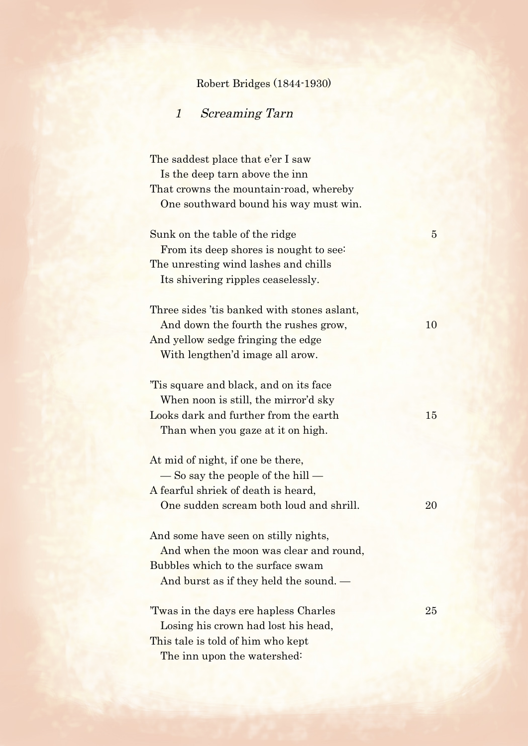Robert Bridges (1844-1930)

## *1 Screaming Tarn*

The saddest place that e'er I saw  
  Is the deep tarn above the inn  
That crowns the mountain-road, whereby  
  One southward bound his way must win.

Sunk on the table of the ridge  
  From its deep shores is nought to see:  
The unresting wind lashes and chills  
  Its shivering ripples ceaselessly.

Three sides 'tis banked with stones aslant,  
  And down the fourth the rushes grow,  
And yellow sedge fringing the edge  
  With lengthen'd image all arow.

'Tis square and black, and on its face  
  When noon is still, the mirror'd sky  
Looks dark and further from the earth  
  Than when you gaze at it on high.

At mid of night, if one be there,  
  — So say the people of the hill —  
A fearful shriek of death is heard,  
  One sudden scream both loud and shrill.

And some have seen on stilly nights,  
  And when the moon was clear and round,  
Bubbles which to the surface swam  
  And burst as if they held the sound. —

'Twas in the days ere hapless Charles  
  Losing his crown had lost his head,  
This tale is told of him who kept  
  The inn upon the watershed: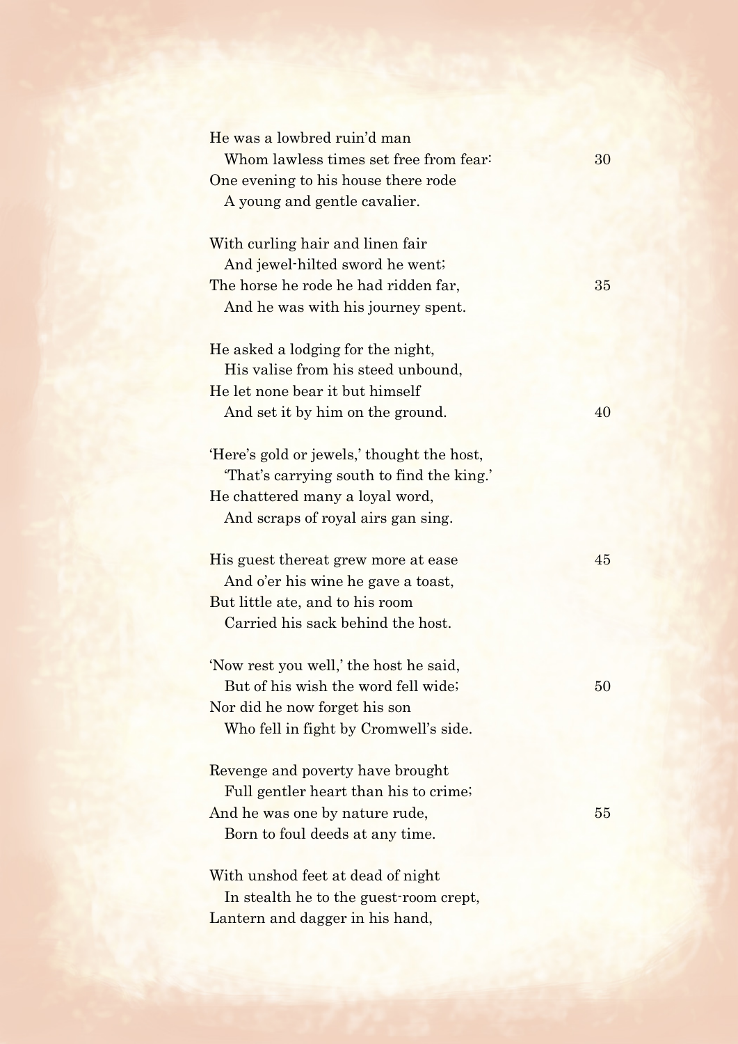He was a lowbred ruin'd man  
  Whom lawless times set free from fear:  
One evening to his house there rode  
  A young and gentle cavalier.

With curling hair and linen fair  
  And jewel-hilted sword he went;  
The horse he rode he had ridden far,  
  And he was with his journey spent.

He asked a lodging for the night,  
  His valise from his steed unbound,  
He let none bear it but himself  
  And set it by him on the ground.

'Here's gold or jewels,' thought the host,  
  'That's carrying south to find the king.'  
He chattered many a loyal word,  
  And scraps of royal airs gan sing.

His guest thereat grew more at ease  
  And o'er his wine he gave a toast,  
But little ate, and to his room  
  Carried his sack behind the host.

'Now rest you well,' the host he said,  
  But of his wish the word fell wide;  
Nor did he now forget his son  
  Who fell in fight by Cromwell's side.

Revenge and poverty have brought  
  Full gentler heart than his to crime;  
And he was one by nature rude,  
  Born to foul deeds at any time.

With unshod feet at dead of night  
  In stealth he to the guest-room crept,  
Lantern and dagger in his hand,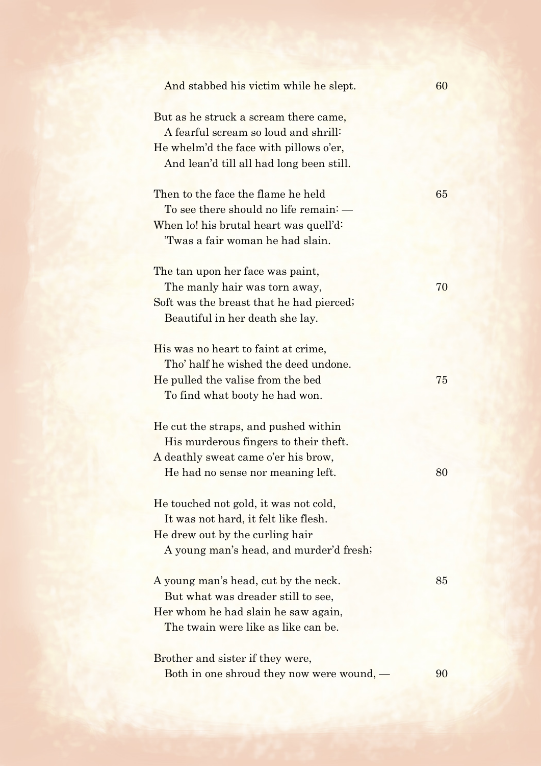And stabbed his victim while he slept.

But as he struck a scream there came,
A fearful scream so loud and shrill:
He whelm'd the face with pillows o'er,
And lean'd till all had long been still.

Then to the face the flame he held
To see there should no life remain: —
When lo! his brutal heart was quell'd:
'Twas a fair woman he had slain.

The tan upon her face was paint,
The manly hair was torn away,
Soft was the breast that he had pierced;
Beautiful in her death she lay.

His was no heart to faint at crime,
Tho' half he wished the deed undone.
He pulled the valise from the bed
To find what booty he had won.

He cut the straps, and pushed within
His murderous fingers to their theft.
A deathly sweat came o'er his brow,
He had no sense nor meaning left.

He touched not gold, it was not cold,
It was not hard, it felt like flesh.
He drew out by the curling hair
A young man's head, and murder'd fresh;

A young man's head, cut by the neck.
But what was dreader still to see,
Her whom he had slain he saw again,
The twain were like as like can be.

Brother and sister if they were,
Both in one shroud they now were wound, —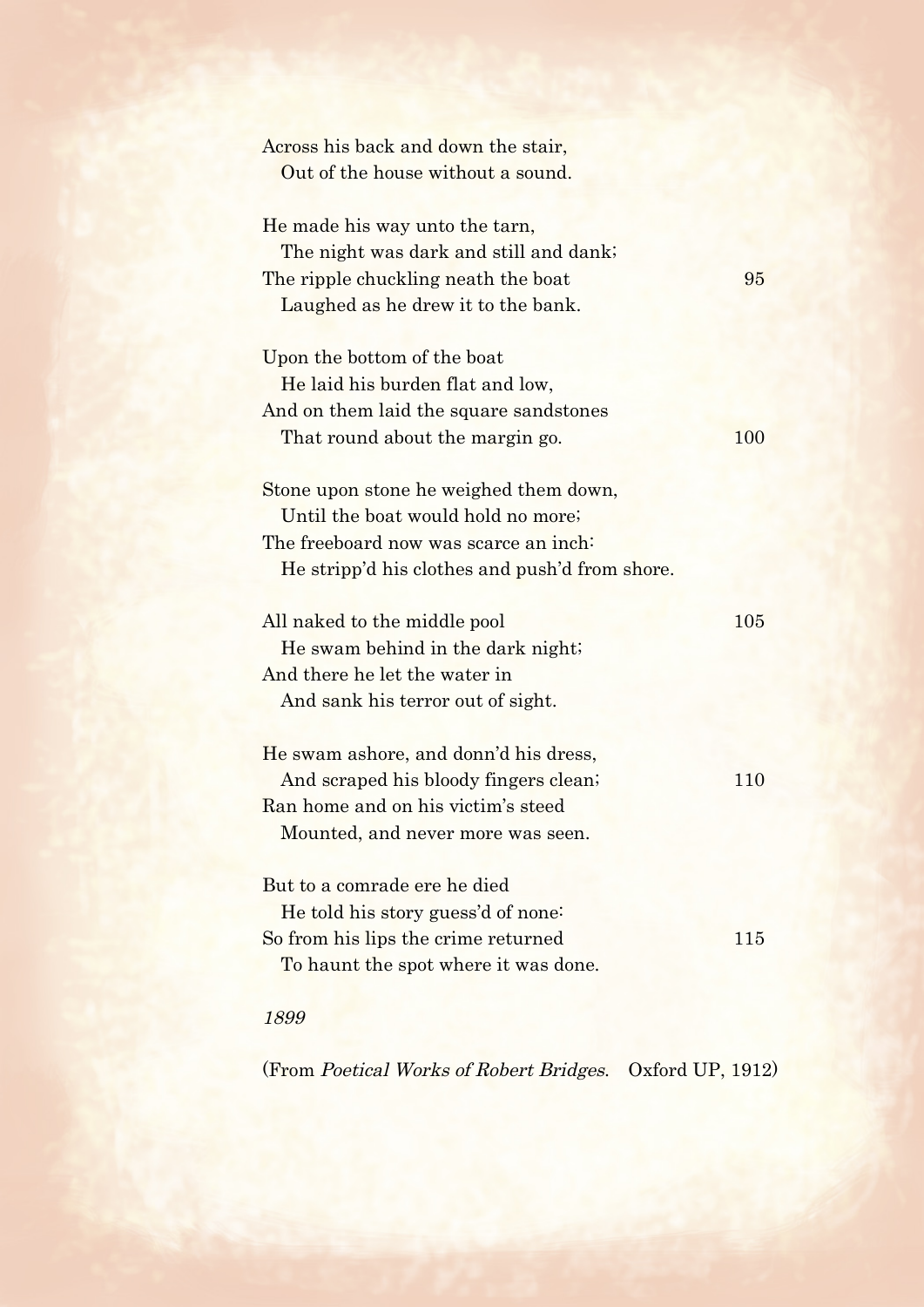Across his back and down the stair,  
  Out of the house without a sound.

He made his way unto the tarn,  
  The night was dark and still and dank;  
The ripple chuckling neath the boat  95  
  Laughed as he drew it to the bank.

Upon the bottom of the boat  
  He laid his burden flat and low,  
And on them laid the square sandstones  
  That round about the margin go.  100

Stone upon stone he weighed them down,  
  Until the boat would hold no more;  
The freeboard now was scarce an inch:  
  He stripp'd his clothes and push'd from shore.

All naked to the middle pool  105  
  He swam behind in the dark night;  
And there he let the water in  
  And sank his terror out of sight.

He swam ashore, and donn'd his dress,  
  And scraped his bloody fingers clean;  110  
Ran home and on his victim's steed  
  Mounted, and never more was seen.

But to a comrade ere he died  
  He told his story guess'd of none:  
So from his lips the crime returned  115  
  To haunt the spot where it was done.

*1899*

(From *Poetical Works of Robert Bridges*. Oxford UP, 1912)